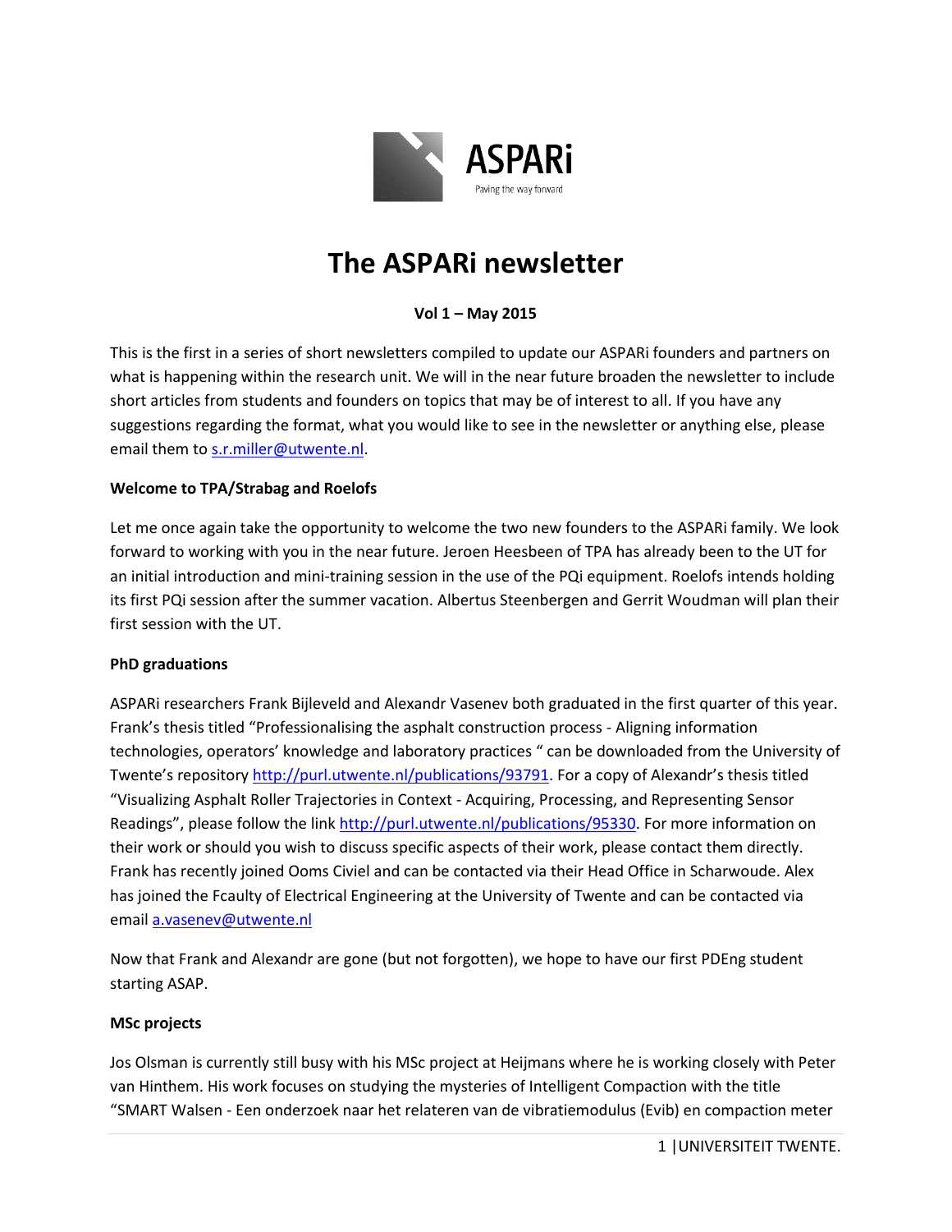ASPARi

Paving the way forward

# The ASPARi newsletter

**Vol 1 – May 2015**

This is the first in a series of short newsletters compiled to update our ASPARi founders and partners on what is happening within the research unit. We will in the near future broaden the newsletter to include short articles from students and founders on topics that may be of interest to all. If you have any suggestions regarding the format, what you would like to see in the newsletter or anything else, please email them to s.r.miller@utwente.nl.

**Welcome to TPA/Strabag and Roelofs**

Let me once again take the opportunity to welcome the two new founders to the ASPARi family. We look forward to working with you in the near future. Jeroen Heesbeen of TPA has already been to the UT for an initial introduction and mini-training session in the use of the PQi equipment. Roelofs intends holding its first PQi session after the summer vacation. Albertus Steenbergen and Gerrit Woudman will plan their first session with the UT.

**PhD graduations**

ASPARi researchers Frank Bijleveld and Alexandr Vasenev both graduated in the first quarter of this year. Frank's thesis titled "Professionalising the asphalt construction process - Aligning information technologies, operators' knowledge and laboratory practices " can be downloaded from the University of Twente's repository http://purl.utwente.nl/publications/93791. For a copy of Alexandr's thesis titled "Visualizing Asphalt Roller Trajectories in Context - Acquiring, Processing, and Representing Sensor Readings", please follow the link http://purl.utwente.nl/publications/95330. For more information on their work or should you wish to discuss specific aspects of their work, please contact them directly. Frank has recently joined Ooms Civiel and can be contacted via their Head Office in Scharwoude. Alex has joined the Fcaulty of Electrical Engineering at the University of Twente and can be contacted via email a.vasenev@utwente.nl

Now that Frank and Alexandr are gone (but not forgotten), we hope to have our first PDEng student starting ASAP.

**MSc projects**

Jos Olsman is currently still busy with his MSc project at Heijmans where he is working closely with Peter van Hinthem. His work focuses on studying the mysteries of Intelligent Compaction with the title "SMART Walsen - Een onderzoek naar het relateren van de vibratiemodulus (Evib) en compaction meter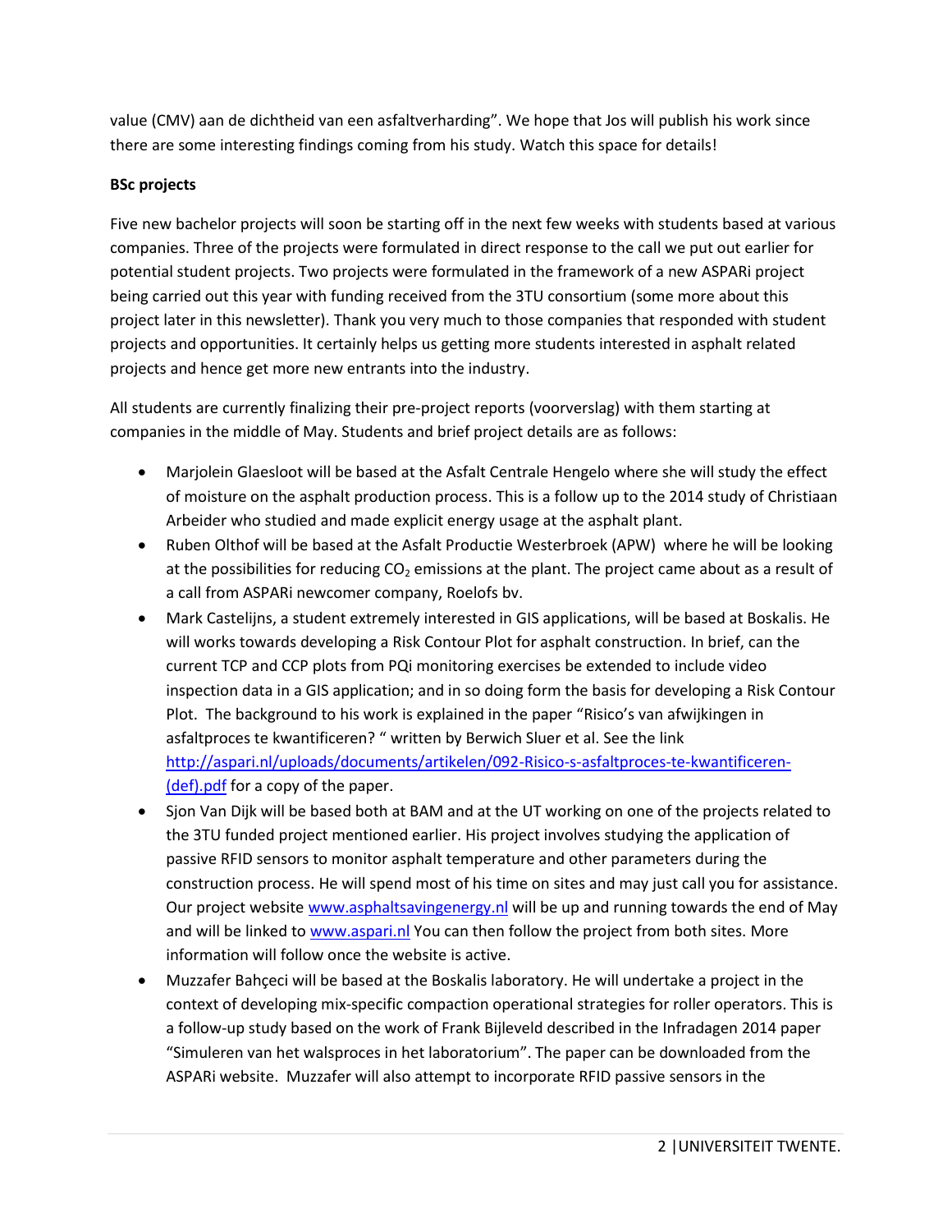value (CMV) aan de dichtheid van een asfaltverharding". We hope that Jos will publish his work since there are some interesting findings coming from his study. Watch this space for details!

**BSc projects**

Five new bachelor projects will soon be starting off in the next few weeks with students based at various companies. Three of the projects were formulated in direct response to the call we put out earlier for potential student projects. Two projects were formulated in the framework of a new ASPARi project being carried out this year with funding received from the 3TU consortium (some more about this project later in this newsletter). Thank you very much to those companies that responded with student projects and opportunities. It certainly helps us getting more students interested in asphalt related projects and hence get more new entrants into the industry.

All students are currently finalizing their pre-project reports (voorverslag) with them starting at companies in the middle of May. Students and brief project details are as follows:

- Marjolein Glaesloot will be based at the Asfalt Centrale Hengelo where she will study the effect of moisture on the asphalt production process. This is a follow up to the 2014 study of Christiaan Arbeider who studied and made explicit energy usage at the asphalt plant.
- Ruben Olthof will be based at the Asfalt Productie Westerbroek (APW) where he will be looking at the possibilities for reducing $CO_2$ emissions at the plant. The project came about as a result of a call from ASPARi newcomer company, Roelofs bv.
- Mark Castelijns, a student extremely interested in GIS applications, will be based at Boskalis. He will works towards developing a Risk Contour Plot for asphalt construction. In brief, can the current TCP and CCP plots from PQi monitoring exercises be extended to include video inspection data in a GIS application; and in so doing form the basis for developing a Risk Contour Plot. The background to his work is explained in the paper "Risico's van afwijkingen in asfaltproces te kwantificeren? " written by Berwich Sluer et al. See the link [http://aspari.nl/uploads/documents/artikelen/092-Risico-s-asfaltproces-te-kwantificeren-(def).pdf](http://aspari.nl/uploads/documents/artikelen/092-Risico-s-asfaltproces-te-kwantificeren-(def).pdf) for a copy of the paper.
- Sjon Van Dijk will be based both at BAM and at the UT working on one of the projects related to the 3TU funded project mentioned earlier. His project involves studying the application of passive RFID sensors to monitor asphalt temperature and other parameters during the construction process. He will spend most of his time on sites and may just call you for assistance. Our project website [www.asphaltsavingenergy.nl](http://www.asphaltsavingenergy.nl) will be up and running towards the end of May and will be linked to [www.aspari.nl](http://www.aspari.nl) You can then follow the project from both sites. More information will follow once the website is active.
- Muzzafer Bahçeci will be based at the Boskalis laboratory. He will undertake a project in the context of developing mix-specific compaction operational strategies for roller operators. This is a follow-up study based on the work of Frank Bijleveld described in the Infradagen 2014 paper "Simuleren van het walsproces in het laboratorium". The paper can be downloaded from the ASPARi website. Muzzafer will also attempt to incorporate RFID passive sensors in the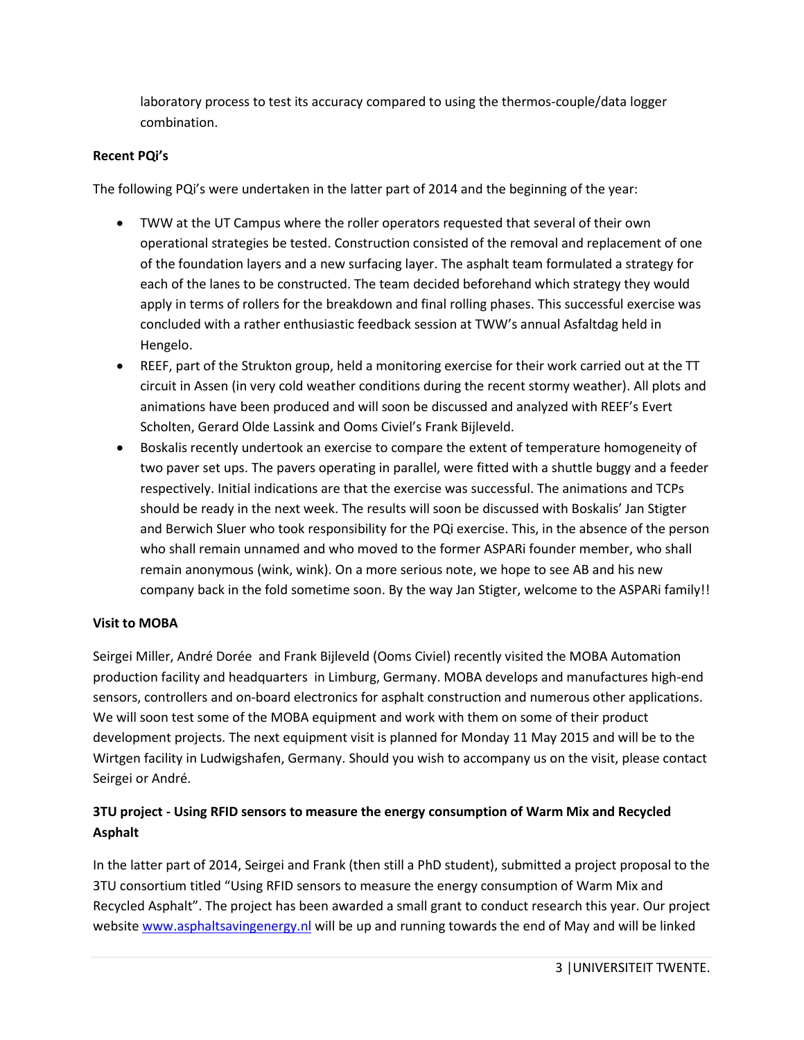laboratory process to test its accuracy compared to using the thermos-couple/data logger combination.

**Recent PQi's**

The following PQi's were undertaken in the latter part of 2014 and the beginning of the year:

- TWW at the UT Campus where the roller operators requested that several of their own operational strategies be tested. Construction consisted of the removal and replacement of one of the foundation layers and a new surfacing layer. The asphalt team formulated a strategy for each of the lanes to be constructed. The team decided beforehand which strategy they would apply in terms of rollers for the breakdown and final rolling phases. This successful exercise was concluded with a rather enthusiastic feedback session at TWW's annual Asfaltdag held in Hengelo.
- REEF, part of the Strukton group, held a monitoring exercise for their work carried out at the TT circuit in Assen (in very cold weather conditions during the recent stormy weather). All plots and animations have been produced and will soon be discussed and analyzed with REEF's Evert Scholten, Gerard Olde Lassink and Ooms Civiel's Frank Bijleveld.
- Boskalis recently undertook an exercise to compare the extent of temperature homogeneity of two paver set ups. The pavers operating in parallel, were fitted with a shuttle buggy and a feeder respectively. Initial indications are that the exercise was successful. The animations and TCPs should be ready in the next week. The results will soon be discussed with Boskalis' Jan Stigter and Berwich Sluer who took responsibility for the PQi exercise. This, in the absence of the person who shall remain unnamed and who moved to the former ASPARi founder member, who shall remain anonymous (wink, wink). On a more serious note, we hope to see AB and his new company back in the fold sometime soon. By the way Jan Stigter, welcome to the ASPARi family!!

**Visit to MOBA**

Seirgei Miller, André Dorée and Frank Bijleveld (Ooms Civiel) recently visited the MOBA Automation production facility and headquarters in Limburg, Germany. MOBA develops and manufactures high-end sensors, controllers and on-board electronics for asphalt construction and numerous other applications. We will soon test some of the MOBA equipment and work with them on some of their product development projects. The next equipment visit is planned for Monday 11 May 2015 and will be to the Wirtgen facility in Ludwigshafen, Germany. Should you wish to accompany us on the visit, please contact Seirgei or André.

**3TU project - Using RFID sensors to measure the energy consumption of Warm Mix and Recycled Asphalt**

In the latter part of 2014, Seirgei and Frank (then still a PhD student), submitted a project proposal to the 3TU consortium titled "Using RFID sensors to measure the energy consumption of Warm Mix and Recycled Asphalt". The project has been awarded a small grant to conduct research this year. Our project website [www.asphaltsavingenergy.nl](http://www.asphaltsavingenergy.nl) will be up and running towards the end of May and will be linked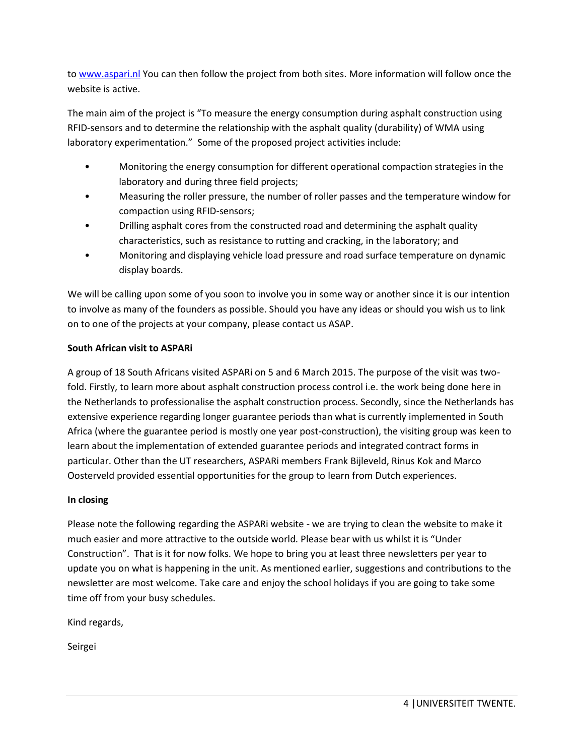to [www.aspari.nl](http://www.aspari.nl) You can then follow the project from both sites. More information will follow once the website is active.

The main aim of the project is "To measure the energy consumption during asphalt construction using RFID-sensors and to determine the relationship with the asphalt quality (durability) of WMA using laboratory experimentation." Some of the proposed project activities include:

- Monitoring the energy consumption for different operational compaction strategies in the laboratory and during three field projects;
- Measuring the roller pressure, the number of roller passes and the temperature window for compaction using RFID-sensors;
- Drilling asphalt cores from the constructed road and determining the asphalt quality characteristics, such as resistance to rutting and cracking, in the laboratory; and
- Monitoring and displaying vehicle load pressure and road surface temperature on dynamic display boards.

We will be calling upon some of you soon to involve you in some way or another since it is our intention to involve as many of the founders as possible. Should you have any ideas or should you wish us to link on to one of the projects at your company, please contact us ASAP.

**South African visit to ASPARi**

A group of 18 South Africans visited ASPARi on 5 and 6 March 2015. The purpose of the visit was two-fold. Firstly, to learn more about asphalt construction process control i.e. the work being done here in the Netherlands to professionalise the asphalt construction process. Secondly, since the Netherlands has extensive experience regarding longer guarantee periods than what is currently implemented in South Africa (where the guarantee period is mostly one year post-construction), the visiting group was keen to learn about the implementation of extended guarantee periods and integrated contract forms in particular. Other than the UT researchers, ASPARi members Frank Bijleveld, Rinus Kok and Marco Oosterveld provided essential opportunities for the group to learn from Dutch experiences.

**In closing**

Please note the following regarding the ASPARi website - we are trying to clean the website to make it much easier and more attractive to the outside world. Please bear with us whilst it is "Under Construction". That is it for now folks. We hope to bring you at least three newsletters per year to update you on what is happening in the unit. As mentioned earlier, suggestions and contributions to the newsletter are most welcome. Take care and enjoy the school holidays if you are going to take some time off from your busy schedules.

Kind regards,

Seirgei